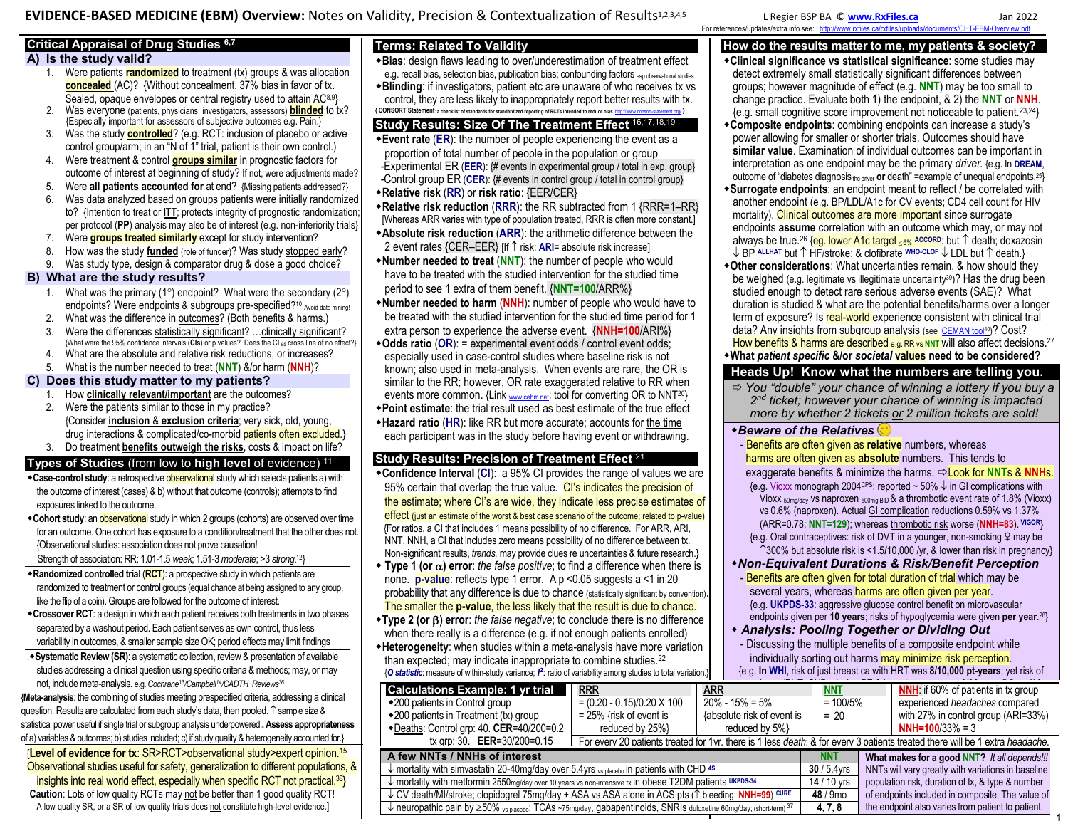# EVIDENCE-BASED MEDICINE (EBM) Overview: Notes on Validity, Precision & Contextualization of Results[1,2,3,4,5]

L Regier BSP BA © www.RxFiles.ca Jan 2022

For references/updates/extra info see: http://www.rxfiles.ca/rxfiles/uploads/documents/CHT-EBM-Overview.pdf

## Critical Appraisal of Drug Studies [6,7]

### A) Is the study valid?

1. Were patients **randomized** to treatment (tx) groups & was **allocation concealed** (AC)? {Without concealment, 37% bias in favor of tx. Sealed, opaque envelopes or central registry used to attain AC[8,9]}
2. Was everyone (patients, physicians, investigators, assessors) **blinded** to tx? {Especially important for assessors of subjective outcomes e.g. Pain.}
3. Was the study **controlled**? (e.g. RCT: inclusion of placebo or active control group/arm; in an "N of 1" trial, patient is their own control.)
4. Were treatment & control **groups similar** in prognostic factors for outcome of interest at beginning of study? If not, were adjustments made?
5. Were **all patients accounted for** at end? {Missing patients addressed?}
6. Was data analyzed based on groups patients were initially randomized to? {Intention to treat or ITT; protects integrity of prognostic randomization; per protocol (PP) analysis may also be of interest (e.g. non-inferiority trials)}
7. Were **groups treated similarly** except for study intervention?
8. How was the study **funded** (role of funder)? Was study stopped early?
9. Was study type, design & comparator drug & dose a good choice?

### B) What are the study results?

1. What was the primary (1°) endpoint? What were the secondary (2°) endpoints? Were endpoints & subgroups pre-specified?[10] Avoid data mining!
2. What was the difference in outcomes? (Both benefits & harms.)
3. Were the differences statistically significant? …clinically significant? {What were the 95% confidence intervals (CIs) or p values? Does the $CI_{95}$ cross line of no effect?}
4. What are the absolute and relative risk reductions, or increases?
5. What is the number needed to treat (**NNT**) &/or harm (**NNH**)?

### C) Does this study matter to my patients?

1. How **clinically relevant/important** are the outcomes?
2. Were the patients similar to those in my practice? {Consider **inclusion** & **exclusion criteria**; very sick, old, young, drug interactions & complicated/co-morbid patients often excluded.}
3. Do treatment **benefits outweigh the risks**, costs & impact on life?

## Types of Studies (from low to high level of evidence) [11]

- **Case-control study**: a retrospective observational study which selects patients a) with the outcome of interest (cases) & b) without that outcome (controls); attempts to find exposures linked to the outcome.
- **Cohort study**: an observational study in which 2 groups (cohorts) are observed over time for an outcome. One cohort has exposure to a condition/treatment that the other does not. {Observational studies: association does not prove causation! Strength of association: RR: 1.01-1.5 *weak*; 1.51-3 *moderate*; >3 *strong*.[12]}
- **Randomized controlled trial (RCT)**: a prospective study in which patients are randomized to treatment or control groups (equal chance at being assigned to any group, like the flip of a coin). Groups are followed for the outcome of interest.
- **Crossover RCT**: a design in which each patient receives both treatments in two phases separated by a washout period. Each patient serves as own control, thus less variability in outcomes, & smaller sample size OK; period effects may limit findings
- **Systematic Review (SR)**: a systematic collection, review & presentation of available studies addressing a clinical question using specific criteria & methods; may, or may not, include meta-analysis. e.g. Cochrane[13]/Campbell[14]/CADTH Reviews[36]

{**Meta-analysis**: the combining of studies meeting prespecified criteria, addressing a clinical question. Results are calculated from each study's data, then pooled. ↑ sample size & statistical power useful if single trial or subgroup analysis underpowered,. **Assess appropriateness** of a) variables & outcomes; b) studies included; c) if study quality & heterogeneity accounted for.}

[**Level of evidence for tx**: SR>RCT>observational study>expert opinion.[15] Observational studies useful for safety, generalization to different populations, & insights into real world effect, especially when specific RCT not practical.[38])
**Caution**: Lots of low quality RCTs may not be better than 1 good quality RCT! A low quality SR, or a SR of low quality trials does not constitute high-level evidence.]

## Terms: Related To Validity

- **Bias**: design flaws leading to over/underestimation of treatment effect e.g. recall bias, selection bias, publication bias; confounding factors esp observational studies
- **Blinding**: if investigators, patient etc are unaware of who receives tx vs control, they are less likely to inappropriately report better results with tx.

{ **CONSORT Statement**: a checklist of standards for standardized reporting of RCTs intended to reduce bias. http://www.consort-statement.org/ }

## Study Results: Size Of The Treatment Effect [16,17,18,19]

- **Event rate (ER)**: the number of people experiencing the event as a proportion of total number of people in the population or group
  - Experimental ER (**EER**): {# events in experimental group / total in exp. group}
  - Control group ER (**CER**): {# events in control group / total in control group}
- **Relative risk (RR) or risk ratio**: {EER/CER}
- **Relative risk reduction (RRR)**: the RR subtracted from 1 {RRR=1–RR} [Whereas ARR varies with type of population treated, RRR is often more constant.]
- **Absolute risk reduction (ARR)**: the arithmetic difference between the 2 event rates {CER–EER} [If ↑ risk: **ARI**= absolute risk increase]
- **Number needed to treat (NNT)**: the number of people who would have to be treated with the studied intervention for the studied time period to see 1 extra of them benefit. {**NNT=100/ARR%**}
- **Number needed to harm (NNH)**: number of people who would have to be treated with the studied intervention for the studied time period for 1 extra person to experience the adverse event. {**NNH=100/ARI%**}
- **Odds ratio (OR)**: = experimental event odds / control event odds; especially used in case-control studies where baseline risk is not known; also used in meta-analysis. When events are rare, the OR is similar to the RR; however, OR rate exaggerated relative to RR when events more common. {Link www.cebm.net: tool for converting OR to NNT[20]}
- **Point estimate**: the trial result used as best estimate of the true effect
- **Hazard ratio (HR)**: like RR but more accurate; accounts for the time each participant was in the study before having event or withdrawing.

## Study Results: Precision of Treatment Effect [21]

- **Confidence Interval (CI)**: a 95% CI provides the range of values we are 95% certain that overlap the true value. CI's indicates the precision of the estimate; where CI's are wide, they indicate less precise estimates of effect (just an estimate of the worst & best case scenario of the outcome; related to p-value) {For ratios, a CI that includes 1 means possibility of no difference. For ARR, ARI, NNT, NNH, a CI that includes zero means possibility of no difference between tx. Non-significant results, *trends*, may provide clues re uncertainties & future research.}
- **Type 1 (or α) error**: *the false positive*; to find a difference when there is none. **p-value**: reflects type 1 error. A $p<0.05$ suggests a <1 in 20 probability that any difference is due to chance (statistically significant by convention). The smaller the **p-value**, the less likely that the result is due to chance.
- **Type 2 (or β) error**: *the false negative*; to conclude there is no difference when there really is a difference (e.g. if not enough patients enrolled)
- **Heterogeneity**: when studies within a meta-analysis have more variation than expected; may indicate inappropriate to combine studies.[22]

{*Q statistic*: measure of within-study variance; $I^2$: ratio of variability among studies to total variation.}

## How do the results matter to me, my patients & society?

- **Clinical significance vs statistical significance**: some studies may detect extremely small statistically significant differences between groups; however magnitude of effect (e.g. **NNT**) may be too small to change practice. Evaluate both 1) the endpoint, & 2) the **NNT** or **NNH**. {e.g. small cognitive score improvement not noticeable to patient.[23,24]}
- **Composite endpoints**: combining endpoints can increase a study's power allowing for smaller or shorter trials. Outcomes should have **similar value**. Examination of individual outcomes can be important in interpretation as one endpoint may be the primary *driver.* {e.g. In **DREAM**, outcome of "diabetes diagnosis the driver **or** death" =example of unequal endpoints.[25]}
- **Surrogate endpoints**: an endpoint meant to reflect / be correlated with another endpoint (e.g. BP/LDL/A1c for CV events; CD4 cell count for HIV mortality). Clinical outcomes are more important since surrogate endpoints **assume** correlation with an outcome which may, or may not always be true.[26] {eg. lower A1c target ≤6% **ACCORD**: but ↑ death; doxazosin ↓ BP **ALLHAT** but ↑ HF/stroke; & clofibrate **WHO-CLOF** ↓ LDL but ↑ death.}
- **Other considerations**: What uncertainties remain, & how should they be weighed (e.g. legitimate vs illegitimate uncertainty[39])? Has the drug been studied enough to detect rare serious adverse events (SAE)? What duration is studied & what are the potential benefits/harms over a longer term of exposure? Is real-world experience consistent with clinical trial data? Any insights from subgroup analysis (see ICEMAN tool[40])? Cost? How benefits & harms are described e.g. RR vs NNT will also affect decisions.[27]
- **What *patient specific* &/or *societal* values need to be considered?**

## Heads Up! Know what the numbers are telling you.

⇨ *You "double" your chance of winning a lottery if you buy a 2nd ticket; however your chance of winning is impacted more by whether 2 tickets or 2 million tickets are sold!*

- ***Beware of the Relatives*** 😉
  - Benefits are often given as **relative** numbers, whereas harms are often given as **absolute** numbers. This tends to exaggerate benefits & minimize the harms. ⇨Look for **NNTs** & **NNHs**.
  
    {e.g. Vioxx monograph 2004[CPS]: reported ~ 50% ↓ in GI complications with Vioxx 50mg/day vs naproxen 500mg BID & a thrombotic event rate of 1.8% (Vioxx) vs 0.6% (naproxen). Actual GI complication reductions 0.59% vs 1.37% (ARR=0.78; **NNT=129**); whereas thrombotic risk worse (**NNH=83**). **VIGOR**}
    
    {e.g. Oral contraceptives: risk of DVT in a younger, non-smoking ♀ may be ↑300% but absolute risk is <1.5/10,000 /yr, & lower than risk in pregnancy}
- ***Non-Equivalent Durations & Risk/Benefit Perception***
  - Benefits are often given for total duration of trial which may be several years, whereas harms are often given per year.
  
    {e.g. **UKPDS-33**: aggressive glucose control benefit on microvascular endpoints given per **10 years**; risks of hypoglycemia were given **per year**.[28]}
- ***Analysis: Pooling Together or Dividing Out***
  - Discussing the multiple benefits of a composite endpoint while individually sorting out harms may minimize risk perception.
  
    {e.g. **In WHI**, risk of just breast ca with HRT was **8/10,000 pt-years**; yet risk of

## Calculations Example: 1 yr trial

| Calculations Example: 1 yr trial | RRR | ARR | NNT | NNH: if 60% of patients in tx group experienced *headaches* compared with 27% in control group (ARI=33%) |
|---|---|---|---|---|
| • 200 patients in Control group<br>• 200 patients in Treatment (tx) group<br>• Deaths: Control grp: 40. CER=40/200=0.2<br>tx grp: 30. EER=30/200=0.15 | = (0.20 - 0.15)/0.20 X 100<br>= 25% {risk of event is reduced by 25%} | 20% - 15% = 5%<br>{absolute risk of event is reduced by 5%} | = 100/5%<br>= 20 | **NNH=100/33% = 3** |
| | For every 20 patients treated for 1yr, there is 1 less *death*; & for every 3 patients treated there will be 1 extra *headache*. | | | |

## A few NNTs / NNHs of interest

| A few NNTs / NNHs of interest | NNT |
|---|---|
| ↓ mortality with simvastatin 20-40mg/day over 5.4yrs vs placebo in patients with CHD **4S** | **30** / 5.4yrs |
| ↓ mortality with metformin 2550mg/day over 10 years vs non-intensive tx in obese T2DM patients **UKPDS-34** | **14** / 10 yrs |
| ↓ CV death/MI/stroke; clopidogrel 75mg/day + ASA vs ASA alone in ACS pts (↑ bleeding: **NNH=99**) **CURE** | **48** / 9mo |
| ↓ neuropathic pain by ≥50% vs placebo: TCAs ~75mg/day, gabapentinoids, SNRIs duloxetine 60mg/day; (short-term)[37] | **4, 7, 8** |

**What makes for a good NNT?** *It all depends!!!* NNTs will vary greatly with variations in baseline population risk, duration of tx, & type & number of endpoints included in composite. The value of the endpoint also varies from patient to patient.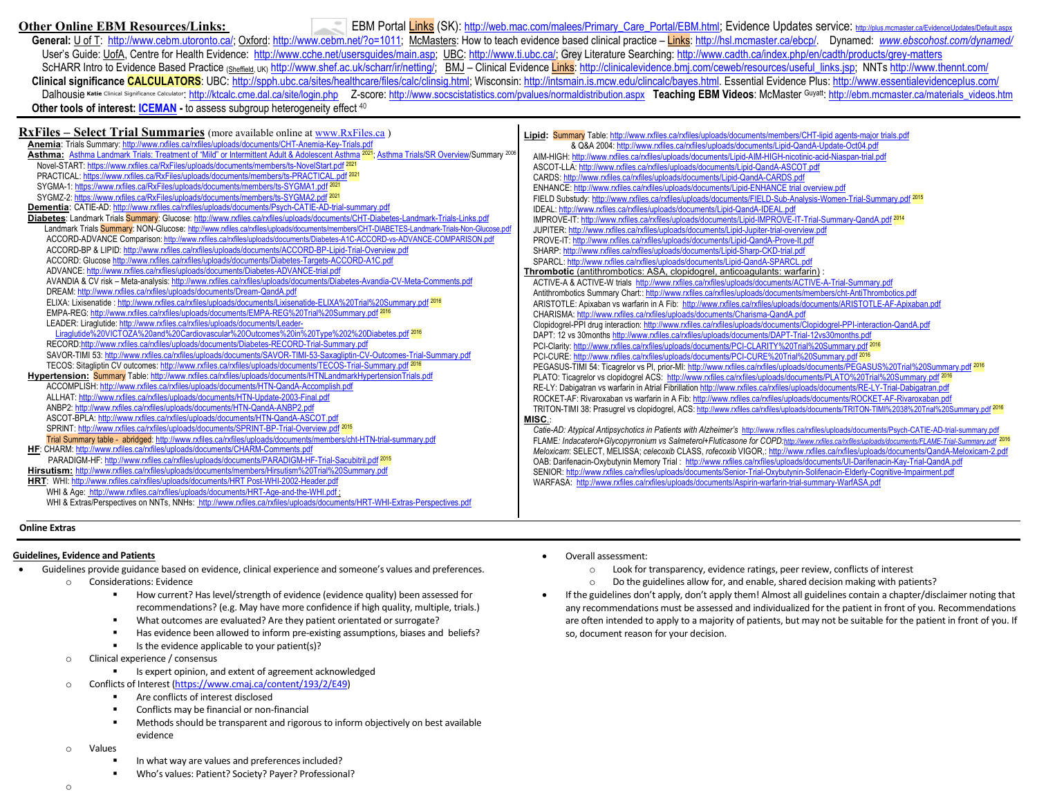## Other Online EBM Resources/Links:

EBM Portal Links (SK): http://web.mac.com/malees/Primary_Care_Portal/EBM.html; Evidence Updates service: http://plus.mcmaster.ca/EvidenceUpdates/Default.aspx

**General:** U of T: http://www.cebm.utoronto.ca/; Oxford: http://www.cebm.net/?o=1011; McMasters: How to teach evidence based clinical practice – Links: http://hsl.mcmaster.ca/ebcp/. Dynamed: *www.ebscohost.com/dynamed/*

User's Guide: UofA, Centre for Health Evidence: http://www.cche.net/usersguides/main.asp; UBC: http://www.ti.ubc.ca/; Grey Literature Searching: http://www.cadth.ca/index.php/en/cadth/products/grey-matters

ScHARR Intro to Evidence Based Practice (Sheffield, UK) http://www.shef.ac.uk/scharr/ir/netting/; BMJ – Clinical Evidence Links: http://clinicalevidence.bmj.com/ceweb/resources/useful_links.jsp; NNTs http://www.thennt.com/

**Clinical significance CALCULATORS**: UBC: http://spph.ubc.ca/sites/healthcare/files/calc/clinsig.html; Wisconsin: http://intsmain.is.mcw.edu/clincalc/bayes.html. Essential Evidence Plus: http://www.essentialevidenceplus.com/

Dalhousie Katie Clinical Significance Calculator: http://ktclc.cme.dal.ca/site/login.php Z-score: http://www.socscistatistics.com/pvalues/normaldistribution.aspx **Teaching EBM Videos**: McMaster Guyatt: http://ebm.mcmaster.ca/materials_videos.htm

**Other tools of interest: ICEMAN** - to assess subgroup heterogeneity effect [40]

## RxFiles – Select Trial Summaries (more available online at www.RxFiles.ca )

**Anemia**: Trials Summary: http://www.rxfiles.ca/rxfiles/uploads/documents/CHT-Anemia-Key-Trials.pdf

**Asthma:** Asthma Landmark Trials: Treatment of "Mild" or Intermittent Adult & Adolescent Asthma [2021]; Asthma Trials/SR Overview/Summary [2006]

- Novel-START: https://www.rxfiles.ca/RxFiles/uploads/documents/members/ts-NovelStart.pdf [2021]
- PRACTICAL: https://www.rxfiles.ca/RxFiles/uploads/documents/members/ts-PRACTICAL.pdf [2021]
- SYGMA-1: https://www.rxfiles.ca/RxFiles/uploads/documents/members/ts-SYGMA1.pdf [2021]
- SYGMZ-2: https://www.rxfiles.ca/RxFiles/uploads/documents/members/ts-SYGMA2.pdf [2021]

**Dementia**: CATIE-AD: http://www.rxfiles.ca/rxfiles/uploads/documents/Psych-CATIE-AD-trial-summary.pdf

**Diabetes**: Landmark Trials Summary: Glucose: http://www.rxfiles.ca/rxfiles/uploads/documents/CHT-Diabetes-Landmark-Trials-Links.pdf

Landmark Trials Summary: NON-Glucose: http://www.rxfiles.ca/rxfiles/uploads/documents/members/CHT-DIABETES-Landmark-Trials-Non-Glucose.pdf

- ACCORD-ADVANCE Comparison: http://www.rxfiles.ca/rxfiles/uploads/documents/Diabetes-A1C-ACCORD-vs-ADVANCE-COMPARISON.pdf
- ACCORD-BP & LIPID: http://www.rxfiles.ca/rxfiles/uploads/documents/ACCORD-BP-Lipid-Trial-Overview.pdf
- ACCORD: Glucose http://www.rxfiles.ca/rxfiles/uploads/documents/Diabetes-Targets-ACCORD-A1C.pdf
- ADVANCE: http://www.rxfiles.ca/rxfiles/uploads/documents/Diabetes-ADVANCE-trial.pdf
- AVANDIA & CV risk – Meta-analysis: http://www.rxfiles.ca/rxfiles/uploads/documents/Diabetes-Avandia-CV-Meta-Comments.pdf
- DREAM: http://www.rxfiles.ca/rxfiles/uploads/documents/Dream-QandA.pdf
- ELIXA: Lixisenatide : http://www.rxfiles.ca/rxfiles/uploads/documents/Lixisenatide-ELIXA%20Trial%20Summary.pdf [2016]
- EMPA-REG: http://www.rxfiles.ca/rxfiles/uploads/documents/EMPA-REG%20Trial%20Summary.pdf [2016]
- LEADER: Liraglutide: http://www.rxfiles.ca/rxfiles/uploads/documents/Leader-Liraglutide%20VICTOZA%20and%20Cardiovascular%20Outcomes%20in%20Type%202%20Diabetes.pdf [2016]
- RECORD: http://www.rxfiles.ca/rxfiles/uploads/documents/Diabetes-RECORD-Trial-Summary.pdf
- SAVOR-TIMI 53: http://www.rxfiles.ca/rxfiles/uploads/documents/SAVOR-TIMI-53-Saxagliptin-CV-Outcomes-Trial-Summary.pdf
- TECOS: Sitagliptin CV outcomes: http://www.rxfiles.ca/rxfiles/uploads/documents/TECOS-Trial-Summary.pdf [2016]

**Hypertension:** Summary Table: http://www.rxfiles.ca/rxfiles/uploads/documents/HTNLandmarkHypertensionTrials.pdf

- ACCOMPLISH: http://www.rxfiles.ca/rxfiles/uploads/documents/HTN-QandA-Accomplish.pdf
- ALLHAT: http://www.rxfiles.ca/rxfiles/uploads/documents/HTN-Update-2003-Final.pdf
- ANBP2: http://www.rxfiles.ca/rxfiles/uploads/documents/HTN-QandA-ANBP2.pdf
- ASCOT-BPLA: http://www.rxfiles.ca/rxfiles/uploads/documents/HTN-QandA-ASCOT.pdf
- SPRINT: http://www.rxfiles.ca/rxfiles/uploads/documents/SPRINT-BP-Trial-Overview.pdf [2015]
- Trial Summary table - abridged: http://www.rxfiles.ca/rxfiles/uploads/documents/members/cht-HTN-trial-summary.pdf

**HF**: CHARM: http://www.rxfiles.ca/rxfiles/uploads/documents/CHARM-Comments.pdf

- PARADIGM-HF: http://www.rxfiles.ca/rxfiles/uploads/documents/PARADIGM-HF-Trial-Sacubitril.pdf [2015]

**Hirsutism:** http://www.rxfiles.ca/rxfiles/uploads/documents/members/Hirsutism%20Trial%20Summary.pdf

**HRT**: WHI: http://www.rxfiles.ca/rxfiles/uploads/documents/HRT Post-WHI-2002-Header.pdf

- WHI & Age: http://www.rxfiles.ca/rxfiles/uploads/documents/HRT-Age-and-the-WHI.pdf ;
- WHI & Extras/Perspectives on NNTs, NNHs: http://www.rxfiles.ca/rxfiles/uploads/documents/HRT-WHI-Extras-Perspectives.pdf

**Lipid:** Summary Table: http://www.rxfiles.ca/rxfiles/uploads/documents/members/CHT-lipid agents-major trials.pdf

& Q&A 2004: http://www.rxfiles.ca/rxfiles/uploads/documents/Lipid-QandA-Update-Oct04.pdf

- AIM-HIGH: http://www.rxfiles.ca/rxfiles/uploads/documents/Lipid-AIM-HIGH-nicotinic-acid-Niaspan-trial.pdf
- ASCOT-LLA: http://www.rxfiles.ca/rxfiles/uploads/documents/Lipid-QandA-ASCOT.pdf
- CARDS: http://www.rxfiles.ca/rxfiles/uploads/documents/Lipid-QandA-CARDS.pdf
- ENHANCE: http://www.rxfiles.ca/rxfiles/uploads/documents/Lipid-ENHANCE trial overview.pdf
- FIELD Substudy: http://www.rxfiles.ca/rxfiles/uploads/documents/FIELD-Sub-Analysis-Women-Trial-Summary.pdf [2015]
- IDEAL: http://www.rxfiles.ca/rxfiles/uploads/documents/Lipid-QandA-IDEAL.pdf
- IMPROVE-IT: http://www.rxfiles.ca/rxfiles/uploads/documents/Lipid-IMPROVE-IT-Trial-Summary-QandA.pdf [2014]
- JUPITER: http://www.rxfiles.ca/rxfiles/uploads/documents/Lipid-Jupiter-trial-overview.pdf
- PROVE-IT: http://www.rxfiles.ca/rxfiles/uploads/documents/Lipid-QandA-Prove-It.pdf
- SHARP: http://www.rxfiles.ca/rxfiles/uploads/documents/Lipid-Sharp-CKD-trial.pdf
- SPARCL: http://www.rxfiles.ca/rxfiles/uploads/documents/Lipid-QandA-SPARCL.pdf

**Thrombotic** (antithrombotics: ASA, clopidogrel, anticoagulants: warfarin) :

- ACTIVE-A & ACTIVE-W trials http://www.rxfiles.ca/rxfiles/uploads/documents/ACTIVE-A-Trial-Summary.pdf
- Antithrombotics Summary Chart:: http://www.rxfiles.ca/rxfiles/uploads/documents/members/cht-AntiThrombotics.pdf
- ARISTOTLE: Apixaban vs warfarin in A Fib: http://www.rxfiles.ca/rxfiles/uploads/documents/ARISTOTLE-AF-Apixaban.pdf
- CHARISMA: http://www.rxfiles.ca/rxfiles/uploads/documents/Charisma-QandA.pdf
- Clopidogrel-PPI drug interaction: http://www.rxfiles.ca/rxfiles/uploads/documents/Clopidogrel-PPI-interaction-QandA.pdf
- DAPT: 12 vs 30months http://www.rxfiles.ca/rxfiles/uploads/documents/DAPT-Trial-12vs30months.pdf
- PCI-Clarity: http://www.rxfiles.ca/rxfiles/uploads/documents/PCI-CLARITY%20Trial%20Summary.pdf [2016]
- PCI-CURE: http://www.rxfiles.ca/rxfiles/uploads/documents/PCI-CURE%20Trial%20Summary.pdf [2016]
- PEGASUS-TIMI 54: Ticagrelor vs Pl, prior-MI: http://www.rxfiles.ca/rxfiles/uploads/documents/PEGASUS%20Trial%20Summary.pdf [2016]
- PLATO: Ticagrelor vs clopidogrel ACS: http://www.rxfiles.ca/rxfiles/uploads/documents/PLATO%20Trial%20Summary.pdf [2016]
- RE-LY: Dabigatran vs warfarin in Atrial Fibrillation http://www.rxfiles.ca/rxfiles/uploads/documents/RE-LY-Trial-Dabigatran.pdf
- ROCKET-AF: Rivaroxaban vs warfarin in A Fib: http://www.rxfiles.ca/rxfiles/uploads/documents/ROCKET-AF-Rivaroxaban.pdf
- TRITON-TIMI 38: Prasugrel vs clopidogrel, ACS: http://www.rxfiles.ca/rxfiles/uploads/documents/TRITON-TIMI%2038%20Trial%20Summary.pdf [2016]

**MISC.**:

- *Catie-AD: Atypical Antipsychotics in Patients with Alzheimer's* http://www.rxfiles.ca/rxfiles/uploads/documents/Psych-CATIE-AD-trial-summary.pdf
- FLAME: *Indacaterol+Glycopyrronium vs Salmeterol+Fluticasone for COPD*: http://www.rxfiles.ca/rxfiles/uploads/documents/FLAME-Trial-Summary.pdf [2016]
- *Meloxicam*: SELECT, MELISSA; *celecoxib* CLASS, *rofecoxib* VIGOR,: http://www.rxfiles.ca/rxfiles/uploads/documents/QandA-Meloxicam-2.pdf
- OAB: Darifenacin-Oxybutynin Memory Trial : http://www.rxfiles.ca/rxfiles/uploads/documents/UI-Darifenacin-Kay-Trial-QandA.pdf
- SENIOR: http://www.rxfiles.ca/rxfiles/uploads/documents/Senior-Trial-Oxybutynin-Solifenacin-Elderly-Cognitive-Impairment.pdf
- WARFASA: http://www.rxfiles.ca/rxfiles/uploads/documents/Aspirin-warfarin-trial-summary-WarfASA.pdf

**Online Extras**

### Guidelines, Evidence and Patients

- Guidelines provide guidance based on evidence, clinical experience and someone's values and preferences.
  - Considerations: Evidence
    - How current? Has level/strength of evidence (evidence quality) been assessed for recommendations? (e.g. May have more confidence if high quality, multiple, trials.)
    - What outcomes are evaluated? Are they patient orientated or surrogate?
    - Has evidence been allowed to inform pre-existing assumptions, biases and beliefs?
    - Is the evidence applicable to your patient(s)?
  - Clinical experience / consensus
    - Is expert opinion, and extent of agreement acknowledged
  - Conflicts of Interest (https://www.cmaj.ca/content/193/2/E49)
    - Are conflicts of interest disclosed
    - Conflicts may be financial or non-financial
    - Methods should be transparent and rigorous to inform objectively on best available evidence
  - Values
    - In what way are values and preferences included?
    - Who's values: Patient? Society? Payer? Professional?
- Overall assessment:
  - Look for transparency, evidence ratings, peer review, conflicts of interest
  - Do the guidelines allow for, and enable, shared decision making with patients?
- If the guidelines don't apply, don't apply them! Almost all guidelines contain a chapter/disclaimer noting that any recommendations must be assessed and individualized for the patient in front of you. Recommendations are often intended to apply to a majority of patients, but may not be suitable for the patient in front of you. If so, document reason for your decision.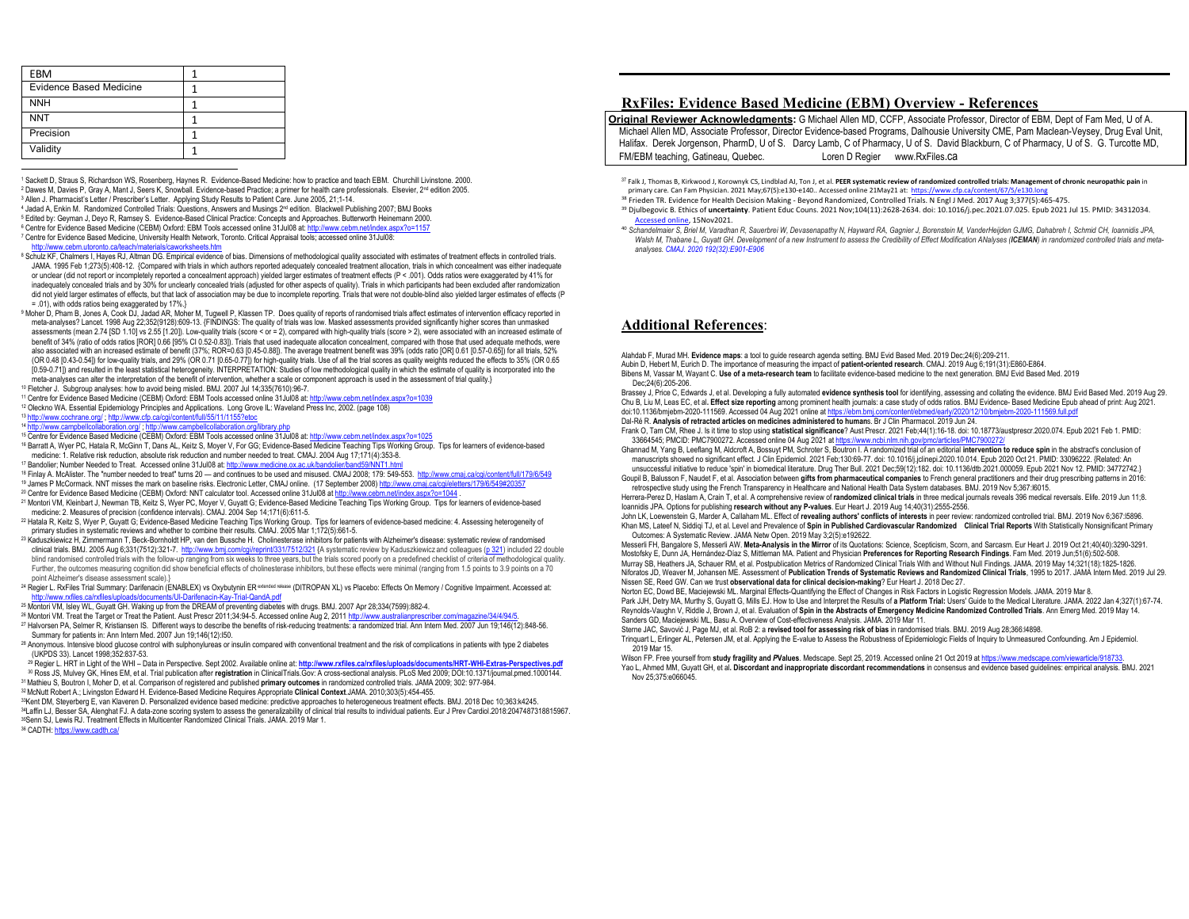| | |
|---|---|
| EBM | 1 |
| Evidence Based Medicine | 1 |
| NNH | 1 |
| NNT | 1 |
| Precision | 1 |
| Validity | 1 |

[1] Sackett D, Straus S, Richardson WS, Rosenberg, Haynes R. Evidence-Based Medicine: how to practice and teach EBM. Churchill Livinstone. 2000.

[2] Dawes M, Davies P, Gray A, Mant J, Seers K, Snowball. Evidence-based Practice; a primer for health care professionals. Elsevier, 2nd edition 2005.

[3] Allen J. Pharmacist's Letter / Prescriber's Letter. Applying Study Results to Patient Care. June 2005, 21;1-14.

[4] Jadad A, Enkin M. Randomized Controlled Trials: Questions, Answers and Musings 2nd edition. Blackwell Publishing 2007; BMJ Books

[5] Edited by: Geyman J, Deyo R, Ramsey S. Evidence-Based Clinical Practice: Concepts and Approaches. Butterworth Heinemann 2000.

[6] Centre for Evidence Based Medicine (CEBM) Oxford: EBM Tools accessed online 31Jul08 at: http://www.cebm.net/index.aspx?o=1157

[7] Centre for Evidence Based Medicine, University Health Network, Toronto. Critical Appraisal tools; accessed online 31Jul08: http://www.cebm.utoronto.ca/teach/materials/caworksheets.htm

[8] Schulz KF, Chalmers I, Hayes RJ, Altman DG. Empirical evidence of bias. Dimensions of methodological quality associated with estimates of treatment effects in controlled trials. JAMA. 1995 Feb 1;273(5):408-12. {Compared with trials in which authors reported adequately concealed treatment allocation, trials in which concealment was either inadequate or unclear (did not report or incompletely reported a concealment approach) yielded larger estimates of treatment effects by 41% for inadequately concealed trials and by 30% for unclearly concealed trials (adjusted for other aspects of quality). Trials in which participants had been excluded after randomization did not yield larger estimates of effects, but that lack of association may be due to incomplete reporting. Trials that were not double-blind also yielded larger estimates of effects (P = .01), with odds ratios being exaggerated by 17%.}

[9] Moher D, Pham B, Jones A, Cook DJ, Jadad AR, Moher M, Tugwell P, Klassen TP. Does quality of reports of randomised trials affect estimates of intervention efficacy reported in meta-analyses? Lancet. 1998 Aug 22;352(9128):609-13. {FINDINGS: The quality of trials was low. Masked assessments provided significantly higher scores than unmasked assessments (mean 2.74 [SD 1.10] vs 2.55 [1.20]). Low-quality trials (score < or = 2), compared with high-quality trials (score > 2), were associated with an increased estimate of benefit of 34% (ratio of odds ratios [ROR] 0.66 [95% CI 0.52-0.83]). Trials that used inadequate allocation concealment, compared with those that used adequate methods, were also associated with an increased estimate of benefit (37%; ROR=0.63 [0.45-0.88]). The average treatment benefit was 39% (odds ratio [OR] 0.61 [0.57-0.65]) for all trials, 52% (OR 0.48 [0.43-0.54]) for low-quality trials, and 29% (OR 0.71 [0.65-0.77]) for high-quality trials. Use of all the trial scores as quality weights reduced the effects to 35% (OR 0.65 [0.59-0.71]) and resulted in the least statistical heterogeneity. INTERPRETATION: Studies of low methodological quality in which the estimate of quality is incorporated into the meta-analyses can alter the interpretation of the benefit of intervention, whether a scale or component approach is used in the assessment of trial quality.}

[10] Fletcher J. Subgroup analyses: how to avoid being misled. BMJ. 2007 Jul 14;335(7610):96-7.

[11] Centre for Evidence Based Medicine (CEBM) Oxford: EBM Tools accessed online 31Jul08 at: http://www.cebm.net/index.aspx?o=1039

[12] Oleckno WA. Essential Epidemiology Principles and Applications. Long Grove IL: Waveland Press Inc, 2002. (page 108)

[13] http://www.cochrane.org/ ; http://www.cfp.ca/cgi/content/full/55/11/1155?etoc

[14] http://www.campbellcollaboration.org/ ; http://www.campbellcollaboration.org/library.php

[15] Centre for Evidence Based Medicine (CEBM) Oxford: EBM Tools accessed online 31Jul08 at: http://www.cebm.net/index.aspx?o=1025

[16] Barratt A, Wyer PC, Hatala R, McGinn T, Dans AL, Keitz S, Moyer V, For GG; Evidence-Based Medicine Teaching Tips Working Group. Tips for learners of evidence-based medicine: 1. Relative risk reduction, absolute risk reduction and number needed to treat. CMAJ. 2004 Aug 17;171(4):353-8.

[17] Bandolier; Number Needed to Treat. Accessed online 31Jul08 at: http://www.medicine.ox.ac.uk/bandolier/band59/NNT1.html

[18] Finlay A. McAlister. The "number needed to treat" turns 20 — and continues to be used and misused. CMAJ 2008; 179: 549-553. http://www.cmaj.ca/cgi/content/full/179/6/549

[19] James P McCormack. NNT misses the mark on baseline risks. Electronic Letter, CMAJ online. (17 September 2008) http://www.cmaj.ca/cgi/eletters/179/6/549#20357

[20] Centre for Evidence Based Medicine (CEBM) Oxford: NNT calculator tool. Accessed online 31Jul08 at http://www.cebm.net/index.aspx?o=1044 .

[21] Montori VM, Kleinbart J, Newman TB, Keitz S, Wyer PC, Moyer V, Guyatt G; Evidence-Based Medicine Teaching Tips Working Group. Tips for learners of evidence-based medicine: 2. Measures of precision (confidence intervals). CMAJ. 2004 Sep 14;171(6):611-5.

[22] Hatala R, Keitz S, Wyer P, Guyatt G; Evidence-Based Medicine Teaching Tips Working Group. Tips for learners of evidence-based medicine: 4. Assessing heterogeneity of primary studies in systematic reviews and whether to combine their results. CMAJ. 2005 Mar 1;172(5):661-5.

[23] Kaduszkiewicz H, Zimmermann T, Beck-Bornholdt HP, van den Bussche H. Cholinesterase inhibitors for patients with Alzheimer's disease: systematic review of randomised clinical trials. BMJ. 2005 Aug 6;331(7512):321-7. http://www.bmj.com/cgi/reprint/331/7512/321 {A systematic review by Kaduszkiewicz and colleagues (p 321) included 22 double blind randomised controlled trials with the follow-up ranging from six weeks to three years, but the trials scored poorly on a predefined checklist of criteria of methodological quality. Further, the outcomes measuring cognition did show beneficial effects of cholinesterase inhibitors, but these effects were minimal (ranging from 1.5 points to 3.9 points on a 70 point Alzheimer's disease assessment scale).}

[24] Regier L. RxFiles Trial Summary: Darifenacin (ENABLEX) vs Oxybutynin ER extended release (DITROPAN XL) vs Placebo: Effects On Memory / Cognitive Impairment. Accessed at: http://www.rxfiles.ca/rxfiles/uploads/documents/UI-Darifenacin-Kay-Trial-QandA.pdf

[25] Montori VM, Isley WL, Guyatt GH. Waking up from the DREAM of preventing diabetes with drugs. BMJ. 2007 Apr 28;334(7599):882-4.

[26] Montori VM. Treat the Target or Treat the Patient. Aust Prescr 2011;34:94-5. Accessed online Aug 2, 2011 http://www.australianprescriber.com/magazine/34/4/94/5.

[27] Halvorsen PA, Selmer R, Kristiansen IS. Different ways to describe the benefits of risk-reducing treatments: a randomized trial. Ann Intern Med. 2007 Jun 19;146(12):848-56. Summary for patients in: Ann Intern Med. 2007 Jun 19;146(12):I50.

[28] Anonymous. Intensive blood glucose control with sulphonylureas or insulin compared with conventional treatment and the risk of complications in patients with type 2 diabetes (UKPDS 33). Lancet 1998;352:837-53.

[29] Regier L. HRT in Light of the WHI – Data in Perspective. Sept 2002. Available online at: http://www.rxfiles.ca/rxfiles/uploads/documents/HRT-WHI-Extras-Perspectives.pdf

[30] Ross JS, Mulvey GK, Hines EM, et al. Trial publication after registration in ClinicalTrials.Gov: A cross-sectional analysis. PLoS Med 2009; DOI:10.1371/journal.pmed.1000144.

[31] Mathieu S, Boutron I, Moher D, et al. Comparison of registered and published primary outcomes in randomized controlled trials. JAMA 2009; 302: 977-984.

[32] McNutt Robert A.; Livingston Edward H. Evidence-Based Medicine Requires Appropriate Clinical Context.JAMA. 2010;303(5):454-455.

[33] Kent DM, Steyerberg E, van Klaveren D. Personalized evidence based medicine: predictive approaches to heterogeneous treatment effects. BMJ. 2018 Dec 10;363:k4245.

[34] Laffin LJ, Besser SA, Alenghat FJ. A data-zone scoring system to assess the generalizability of clinical trial results to individual patients. Eur J Prev Cardiol.2018:2047487318815967.

[35] Senn SJ, Lewis RJ. Treatment Effects in Multicenter Randomized Clinical Trials. JAMA. 2019 Mar 1.

[36] CADTH: https://www.cadth.ca/

## RxFiles: Evidence Based Medicine (EBM) Overview - References

**Original Reviewer Acknowledgments:** G Michael Allen MD, CCFP, Associate Professor, Director of EBM, Dept of Fam Med, U of A. Michael Allen MD, Associate Professor, Director Evidence-based Programs, Dalhousie University CME, Pam Maclean-Veysey, Drug Eval Unit, Halifax. Derek Jorgenson, PharmD, U of S. Darcy Lamb, C of Pharmacy, U of S. David Blackburn, C of Pharmacy, U of S. G. Turcotte MD, FM/EBM teaching, Gatineau, Quebec. Loren D Regier www.RxFiles.ca

[37] Falk J, Thomas B, Kirkwood J, Korownyk CS, Lindblad AJ, Ton J, et al. **PEER systematic review of randomized controlled trials: Management of chronic neuropathic pain** in primary care. Can Fam Physician. 2021 May;67(5):e130-e140.. Accessed online 21May21 at: https://www.cfp.ca/content/67/5/e130.long

[38] Frieden TR. Evidence for Health Decision Making - Beyond Randomized, Controlled Trials. N Engl J Med. 2017 Aug 3;377(5):465-475.

[39] Djulbegovic B. Ethics of **uncertainty**. Patient Educ Couns. 2021 Nov;104(11):2628-2634. doi: 10.1016/j.pec.2021.07.025. Epub 2021 Jul 15. PMID: 34312034. Accessed online, 15Nov2021.

[40] *Schandelmaier S, Briel M, Varadhan R, Sauerbrei W, Devasenapathy N, Hayward RA, Gagnier J, Borenstein M, VanderHeijden GJMG, Dahabreh I, Schmid CH, Ioannidis JPA, Walsh M, Thabane L, Guyatt GH. Development of a new Instrument to assess the Credibility of Effect Modification ANalyses (**ICEMAN**) in randomized controlled trials and meta-analyses. CMAJ. 2020 192(32):E901-E906*

## Additional References:

Alahdab F, Murad MH. **Evidence maps**: a tool to guide research agenda setting. BMJ Evid Based Med. 2019 Dec;24(6):209-211.

Aubin D, Hebert M, Eurich D. The importance of measuring the impact of **patient-oriented research**. CMAJ. 2019 Aug 6;191(31):E860-E864.

Bibens M, Vassar M, Wayant C. **Use of a meta-research team** to facilitate evidence-based medicine to the next generation. BMJ Evid Based Med. 2019 Dec;24(6):205-206.

Brassey J, Price C, Edwards J, et al. Developing a fully automated **evidence synthesis tool** for identifying, assessing and collating the evidence. BMJ Evid Based Med. 2019 Aug 29.

Chu B, Liu M, Leas EC, et al. **Effect size reporting** among prominent health journals: a case study of odds ratios. BMJ Evidence- Based Medicine Epub ahead of print: Aug 2021. doi:10.1136/bmjebm-2020-111569. Accessed 04 Aug 2021 at https://ebm.bmj.com/content/ebmed/early/2020/12/10/bmjebm-2020-111569.full.pdf

Dal-Ré R. **Analysis of retracted articles on medicines administered to human**s. Br J Clin Pharmacol. 2019 Jun 24.

Frank O, Tam CM, Rhee J. Is it time to stop using **statistical significance**? Aust Prescr. 2021 Feb;44(1):16-18. doi: 10.18773/austprescr.2020.074. Epub 2021 Feb 1. PMID: 33664545; PMCID: PMC7900272. Accessed online 04 Aug 2021 at https://www.ncbi.nlm.nih.gov/pmc/articles/PMC7900272/

Ghannad M, Yang B, Leeflang M, Aldcroft A, Bossuyt PM, Schroter S, Boutron I. A randomized trial of an editorial **intervention to reduce spin** in the abstract's conclusion of manuscripts showed no significant effect. J Clin Epidemiol. 2021 Feb;130:69-77. doi: 10.1016/j.jclinepi.2020.10.014. Epub 2020 Oct 21. PMID: 33096222. {Related: An unsuccessful initiative to reduce 'spin' in biomedical literature. Drug Ther Bull. 2021 Dec;59(12):182. doi: 10.1136/dtb.2021.000059. Epub 2021 Nov 12. PMID: 34772742.}

Goupil B, Balusson F, Naudet F, et al. Association between **gifts from pharmaceutical companies** to French general practitioners and their drug prescribing patterns in 2016: retrospective study using the French Transparency in Healthcare and National Health Data System databases. BMJ. 2019 Nov 5;367:l6015.

Herrera-Perez D, Haslam A, Crain T, et al. A comprehensive review of **randomized clinical trials** in three medical journals reveals 396 medical reversals. Elife. 2019 Jun 11;8.

Ioannidis JPA. Options for publishing **research without any P-values**. Eur Heart J. 2019 Aug 14;40(31):2555-2556.

John LK, Loewenstein G, Marder A, Callaham ML. Effect of **revealing authors' conflicts of interests** in peer review: randomized controlled trial. BMJ. 2019 Nov 6;367:l5896.

Khan MS, Lateef N, Siddiqi TJ, et al. Level and Prevalence of **Spin in Published Cardiovascular Randomized Clinical Trial Reports** With Statistically Nonsignificant Primary Outcomes: A Systematic Review. JAMA Netw Open. 2019 May 3;2(5):e192622.

Messerli FH, Bangalore S, Messerli AW. **Meta-Analysis in the Mirror** of its Quotations: Science, Scepticism, Scorn, and Sarcasm. Eur Heart J. 2019 Oct 21;40(40):3290-3291.

Mostofsky E, Dunn JA, Hernández-Díaz S, Mittleman MA. Patient and Physician **Preferences for Reporting Research Findings**. Fam Med. 2019 Jun;51(6):502-508.

Murray SB, Heathers JA, Schauer RM, et al. Postpublication Metrics of Randomized Clinical Trials With and Without Null Findings. JAMA. 2019 May 14;321(18):1825-1826.

Niforatos JD, Weaver M, Johansen ME. Assessment of **Publication Trends of Systematic Reviews and Randomized Clinical Trials**, 1995 to 2017. JAMA Intern Med. 2019 Jul 29.

Nissen SE, Reed GW. Can we trust **observational data for clinical decision-making**? Eur Heart J. 2018 Dec 27.

Norton EC, Dowd BE, Maciejewski ML. Marginal Effects-Quantifying the Effect of Changes in Risk Factors in Logistic Regression Models. JAMA. 2019 Mar 8.

Park JJH, Detry MA, Murthy S, Guyatt G, Mills EJ. How to Use and Interpret the Results of **a Platform Trial:** Users' Guide to the Medical Literature. JAMA. 2022 Jan 4;327(1):67-74.

Reynolds-Vaughn V, Riddle J, Brown J, et al. Evaluation of **Spin in the Abstracts of Emergency Medicine Randomized Controlled Trials**. Ann Emerg Med. 2019 May 14.

Sanders GD, Maciejewski ML, Basu A. Overview of Cost-effectiveness Analysis. JAMA. 2019 Mar 11.

Sterne JAC, Savović J, Page MJ, et al. RoB 2: a **revised tool for assessing risk of bias** in randomised trials. BMJ. 2019 Aug 28;366:l4898.

Trinquart L, Erlinger AL, Petersen JM, et al. Applying the E-value to Assess the Robustness of Epidemiologic Fields of Inquiry to Unmeasured Confounding. Am J Epidemiol. 2019 Mar 15.

Wilson FP. Free yourself from **study fragility and *P*Values**. Medscape. Sept 25, 2019. Accessed online 21 Oct 2019 at https://www.medscape.com/viewarticle/918733.

Yao L, Ahmed MM, Guyatt GH, et al**. Discordant and inappropriate discordant recommendations** in consensus and evidence based guidelines: empirical analysis. BMJ. 2021 Nov 25;375:e066045.